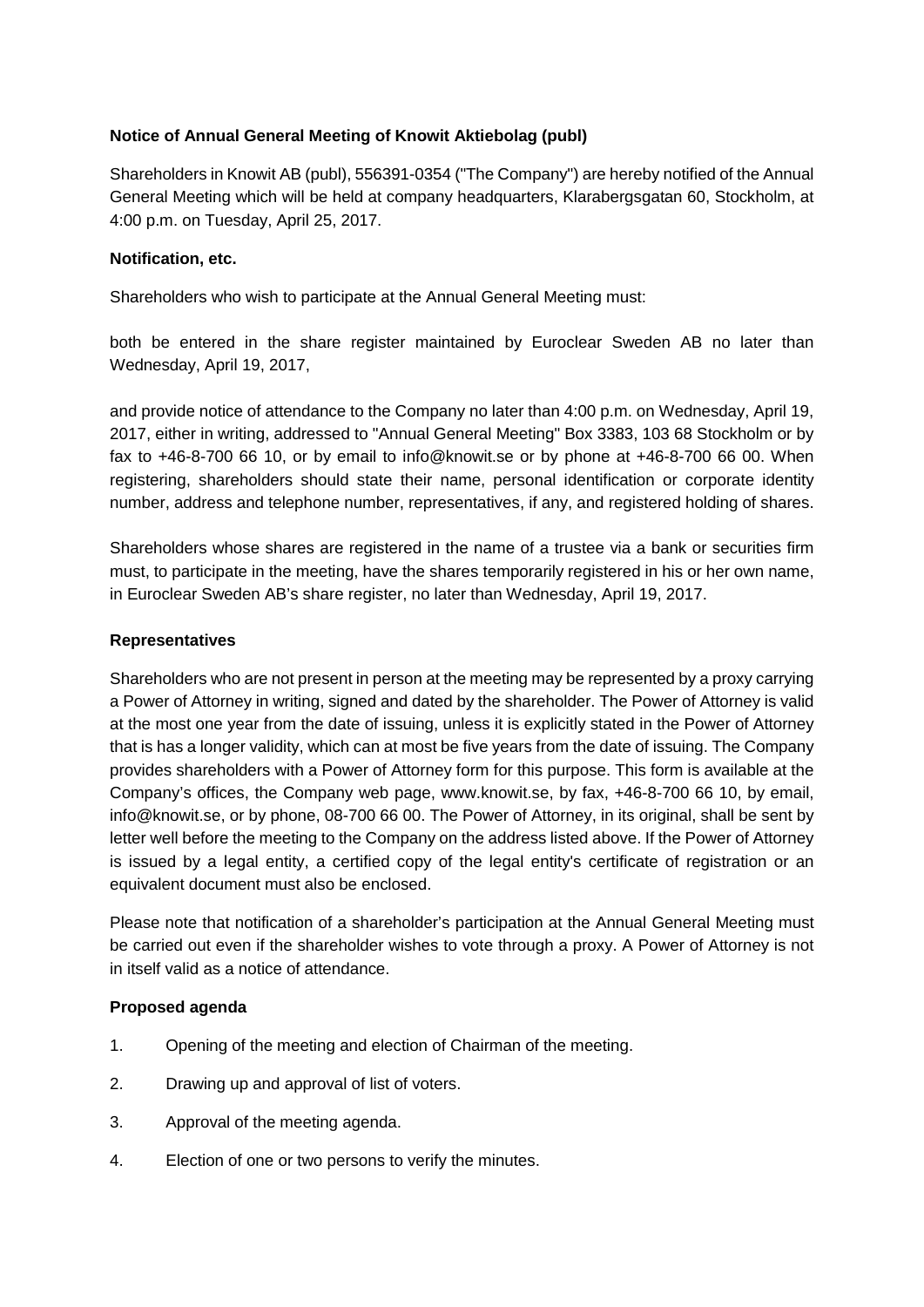**Notice of Annual General Meeting of Knowit Aktiebolag (publ)**

Shareholders in Knowit AB (publ), 556391-0354 ("The Company") are hereby notified of the Annual General Meeting which will be held at company headquarters, Klarabergsgatan 60, Stockholm, at 4:00 p.m. on Tuesday, April 25, 2017.

**Notification, etc.**

Shareholders who wish to participate at the Annual General Meeting must:

both be entered in the share register maintained by Euroclear Sweden AB no later than Wednesday, April 19, 2017,

and provide notice of attendance to the Company no later than 4:00 p.m. on Wednesday, April 19, 2017, either in writing, addressed to "Annual General Meeting" Box 3383, 103 68 Stockholm or by fax to +46-8-700 66 10, or by email to info@knowit.se or by phone at +46-8-700 66 00. When registering, shareholders should state their name, personal identification or corporate identity number, address and telephone number, representatives, if any, and registered holding of shares.

Shareholders whose shares are registered in the name of a trustee via a bank or securities firm must, to participate in the meeting, have the shares temporarily registered in his or her own name, in Euroclear Sweden AB's share register, no later than Wednesday, April 19, 2017.

**Representatives**

Shareholders who are not present in person at the meeting may be represented by a proxy carrying a Power of Attorney in writing, signed and dated by the shareholder. The Power of Attorney is valid at the most one year from the date of issuing, unless it is explicitly stated in the Power of Attorney that is has a longer validity, which can at most be five years from the date of issuing. The Company provides shareholders with a Power of Attorney form for this purpose. This form is available at the Company's offices, the Company web page, www.knowit.se, by fax, +46-8-700 66 10, by email, info@knowit.se, or by phone, 08-700 66 00. The Power of Attorney, in its original, shall be sent by letter well before the meeting to the Company on the address listed above. If the Power of Attorney is issued by a legal entity, a certified copy of the legal entity's certificate of registration or an equivalent document must also be enclosed.

Please note that notification of a shareholder's participation at the Annual General Meeting must be carried out even if the shareholder wishes to vote through a proxy. A Power of Attorney is not in itself valid as a notice of attendance.

**Proposed agenda**

1. Opening of the meeting and election of Chairman of the meeting.
2. Drawing up and approval of list of voters.
3. Approval of the meeting agenda.
4. Election of one or two persons to verify the minutes.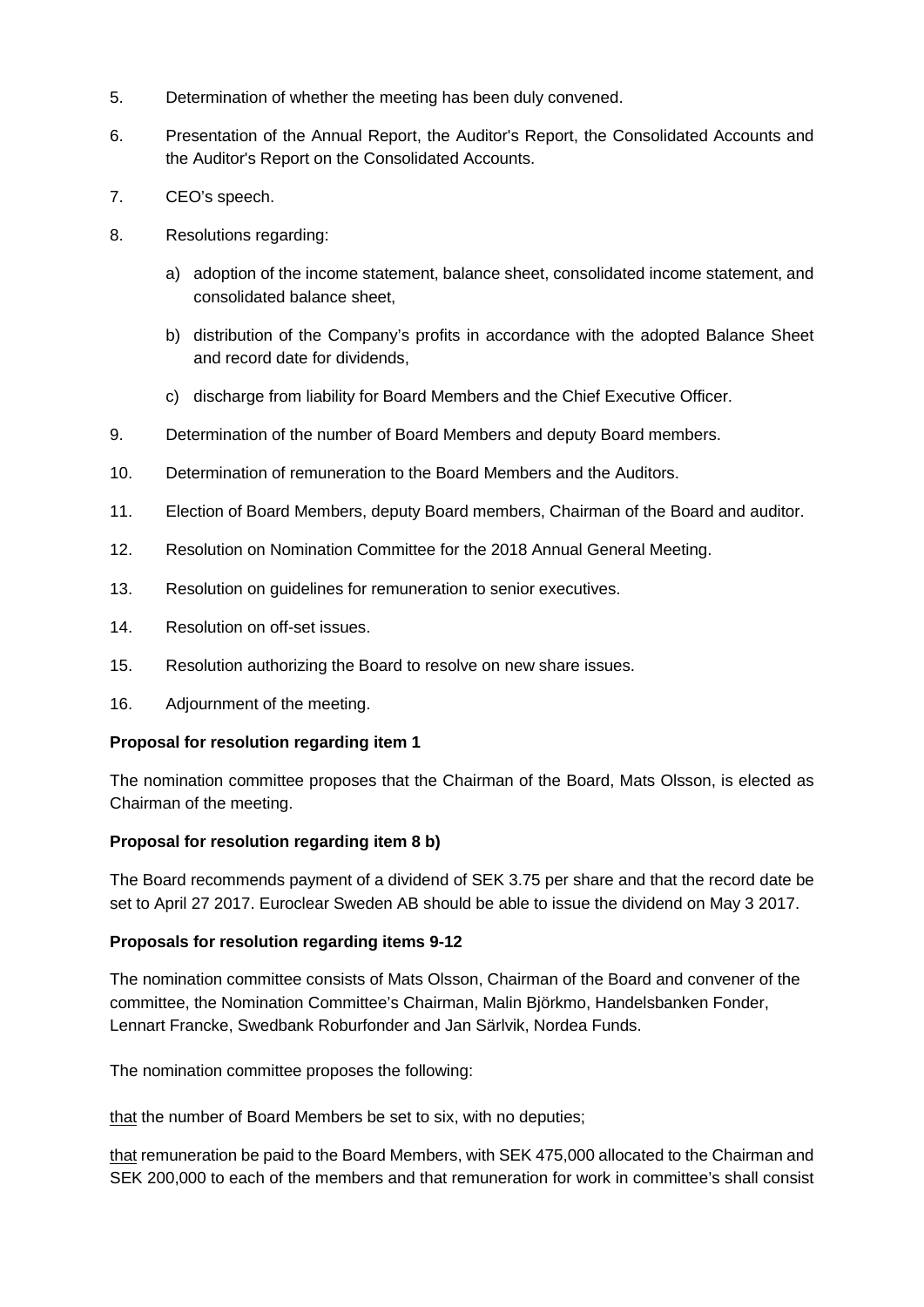5. Determination of whether the meeting has been duly convened.

6. Presentation of the Annual Report, the Auditor's Report, the Consolidated Accounts and the Auditor's Report on the Consolidated Accounts.

7. CEO's speech.

8. Resolutions regarding:

   a) adoption of the income statement, balance sheet, consolidated income statement, and consolidated balance sheet,

   b) distribution of the Company's profits in accordance with the adopted Balance Sheet and record date for dividends,

   c) discharge from liability for Board Members and the Chief Executive Officer.

9. Determination of the number of Board Members and deputy Board members.

10. Determination of remuneration to the Board Members and the Auditors.

11. Election of Board Members, deputy Board members, Chairman of the Board and auditor.

12. Resolution on Nomination Committee for the 2018 Annual General Meeting.

13. Resolution on guidelines for remuneration to senior executives.

14. Resolution on off-set issues.

15. Resolution authorizing the Board to resolve on new share issues.

16. Adjournment of the meeting.

**Proposal for resolution regarding item 1**

The nomination committee proposes that the Chairman of the Board, Mats Olsson, is elected as Chairman of the meeting.

**Proposal for resolution regarding item 8 b)**

The Board recommends payment of a dividend of SEK 3.75 per share and that the record date be set to April 27 2017. Euroclear Sweden AB should be able to issue the dividend on May 3 2017.

**Proposals for resolution regarding items 9-12**

The nomination committee consists of Mats Olsson, Chairman of the Board and convener of the committee, the Nomination Committee's Chairman, Malin Björkmo, Handelsbanken Fonder, Lennart Francke, Swedbank Roburfonder and Jan Särlvik, Nordea Funds.

The nomination committee proposes the following:

that the number of Board Members be set to six, with no deputies;

that remuneration be paid to the Board Members, with SEK 475,000 allocated to the Chairman and SEK 200,000 to each of the members and that remuneration for work in committee's shall consist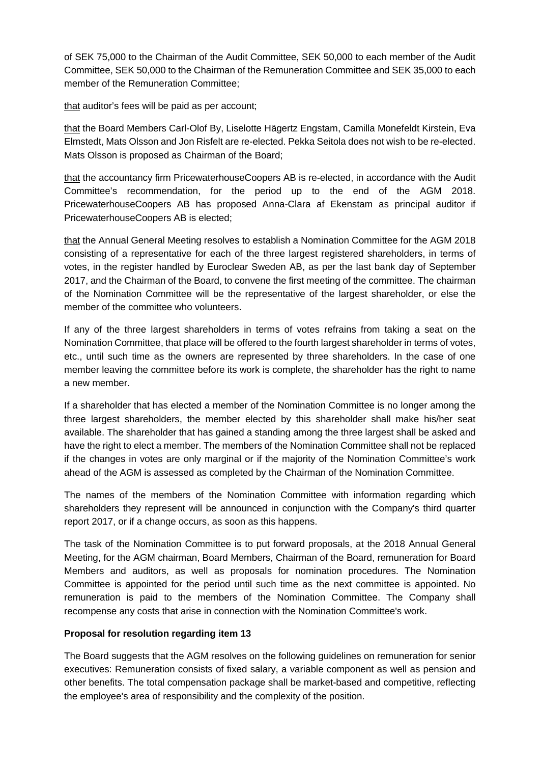of SEK 75,000 to the Chairman of the Audit Committee, SEK 50,000 to each member of the Audit Committee, SEK 50,000 to the Chairman of the Remuneration Committee and SEK 35,000 to each member of the Remuneration Committee;

that auditor's fees will be paid as per account;

that the Board Members Carl-Olof By, Liselotte Hägertz Engstam, Camilla Monefeldt Kirstein, Eva Elmstedt, Mats Olsson and Jon Risfelt are re-elected. Pekka Seitola does not wish to be re-elected. Mats Olsson is proposed as Chairman of the Board;

that the accountancy firm PricewaterhouseCoopers AB is re-elected, in accordance with the Audit Committee's recommendation, for the period up to the end of the AGM 2018. PricewaterhouseCoopers AB has proposed Anna-Clara af Ekenstam as principal auditor if PricewaterhouseCoopers AB is elected;

that the Annual General Meeting resolves to establish a Nomination Committee for the AGM 2018 consisting of a representative for each of the three largest registered shareholders, in terms of votes, in the register handled by Euroclear Sweden AB, as per the last bank day of September 2017, and the Chairman of the Board, to convene the first meeting of the committee. The chairman of the Nomination Committee will be the representative of the largest shareholder, or else the member of the committee who volunteers.

If any of the three largest shareholders in terms of votes refrains from taking a seat on the Nomination Committee, that place will be offered to the fourth largest shareholder in terms of votes, etc., until such time as the owners are represented by three shareholders. In the case of one member leaving the committee before its work is complete, the shareholder has the right to name a new member.

If a shareholder that has elected a member of the Nomination Committee is no longer among the three largest shareholders, the member elected by this shareholder shall make his/her seat available. The shareholder that has gained a standing among the three largest shall be asked and have the right to elect a member. The members of the Nomination Committee shall not be replaced if the changes in votes are only marginal or if the majority of the Nomination Committee's work ahead of the AGM is assessed as completed by the Chairman of the Nomination Committee.

The names of the members of the Nomination Committee with information regarding which shareholders they represent will be announced in conjunction with the Company's third quarter report 2017, or if a change occurs, as soon as this happens.

The task of the Nomination Committee is to put forward proposals, at the 2018 Annual General Meeting, for the AGM chairman, Board Members, Chairman of the Board, remuneration for Board Members and auditors, as well as proposals for nomination procedures. The Nomination Committee is appointed for the period until such time as the next committee is appointed. No remuneration is paid to the members of the Nomination Committee. The Company shall recompense any costs that arise in connection with the Nomination Committee's work.

**Proposal for resolution regarding item 13**

The Board suggests that the AGM resolves on the following guidelines on remuneration for senior executives: Remuneration consists of fixed salary, a variable component as well as pension and other benefits. The total compensation package shall be market-based and competitive, reflecting the employee's area of responsibility and the complexity of the position.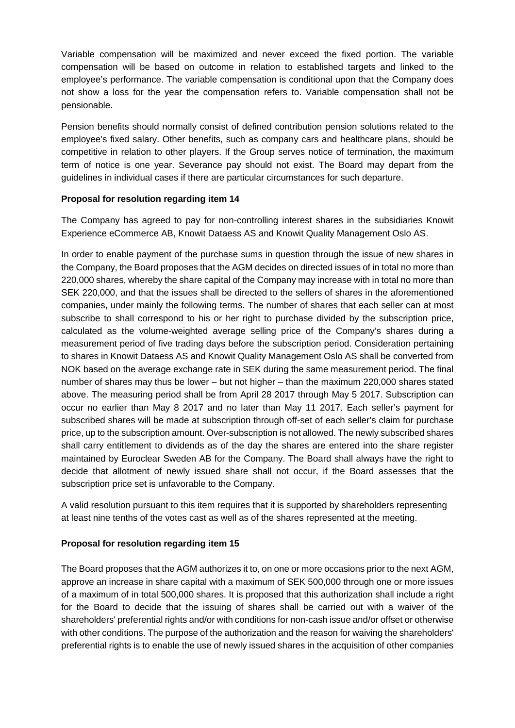Variable compensation will be maximized and never exceed the fixed portion. The variable compensation will be based on outcome in relation to established targets and linked to the employee's performance. The variable compensation is conditional upon that the Company does not show a loss for the year the compensation refers to. Variable compensation shall not be pensionable.

Pension benefits should normally consist of defined contribution pension solutions related to the employee's fixed salary. Other benefits, such as company cars and healthcare plans, should be competitive in relation to other players. If the Group serves notice of termination, the maximum term of notice is one year. Severance pay should not exist. The Board may depart from the guidelines in individual cases if there are particular circumstances for such departure.

**Proposal for resolution regarding item 14**

The Company has agreed to pay for non-controlling interest shares in the subsidiaries Knowit Experience eCommerce AB, Knowit Dataess AS and Knowit Quality Management Oslo AS.

In order to enable payment of the purchase sums in question through the issue of new shares in the Company, the Board proposes that the AGM decides on directed issues of in total no more than 220,000 shares, whereby the share capital of the Company may increase with in total no more than SEK 220,000, and that the issues shall be directed to the sellers of shares in the aforementioned companies, under mainly the following terms. The number of shares that each seller can at most subscribe to shall correspond to his or her right to purchase divided by the subscription price, calculated as the volume-weighted average selling price of the Company's shares during a measurement period of five trading days before the subscription period. Consideration pertaining to shares in Knowit Dataess AS and Knowit Quality Management Oslo AS shall be converted from NOK based on the average exchange rate in SEK during the same measurement period. The final number of shares may thus be lower – but not higher – than the maximum 220,000 shares stated above. The measuring period shall be from April 28 2017 through May 5 2017. Subscription can occur no earlier than May 8 2017 and no later than May 11 2017. Each seller's payment for subscribed shares will be made at subscription through off-set of each seller's claim for purchase price, up to the subscription amount. Over-subscription is not allowed. The newly subscribed shares shall carry entitlement to dividends as of the day the shares are entered into the share register maintained by Euroclear Sweden AB for the Company. The Board shall always have the right to decide that allotment of newly issued share shall not occur, if the Board assesses that the subscription price set is unfavorable to the Company.

A valid resolution pursuant to this item requires that it is supported by shareholders representing at least nine tenths of the votes cast as well as of the shares represented at the meeting.

**Proposal for resolution regarding item 15**

The Board proposes that the AGM authorizes it to, on one or more occasions prior to the next AGM, approve an increase in share capital with a maximum of SEK 500,000 through one or more issues of a maximum of in total 500,000 shares. It is proposed that this authorization shall include a right for the Board to decide that the issuing of shares shall be carried out with a waiver of the shareholders' preferential rights and/or with conditions for non-cash issue and/or offset or otherwise with other conditions. The purpose of the authorization and the reason for waiving the shareholders' preferential rights is to enable the use of newly issued shares in the acquisition of other companies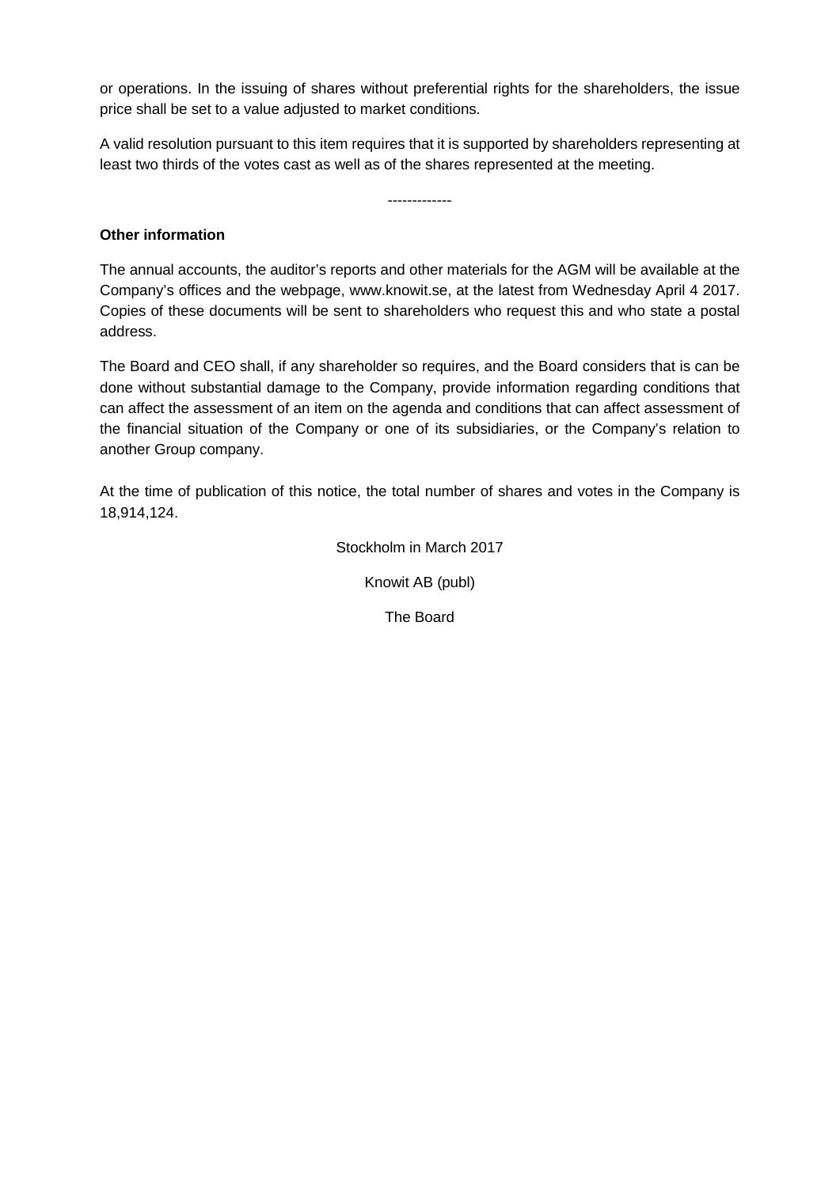or operations. In the issuing of shares without preferential rights for the shareholders, the issue price shall be set to a value adjusted to market conditions.

A valid resolution pursuant to this item requires that it is supported by shareholders representing at least two thirds of the votes cast as well as of the shares represented at the meeting.

-------------

**Other information**

The annual accounts, the auditor's reports and other materials for the AGM will be available at the Company's offices and the webpage, www.knowit.se, at the latest from Wednesday April 4 2017. Copies of these documents will be sent to shareholders who request this and who state a postal address.

The Board and CEO shall, if any shareholder so requires, and the Board considers that is can be done without substantial damage to the Company, provide information regarding conditions that can affect the assessment of an item on the agenda and conditions that can affect assessment of the financial situation of the Company or one of its subsidiaries, or the Company's relation to another Group company.

At the time of publication of this notice, the total number of shares and votes in the Company is 18,914,124.

Stockholm in March 2017

Knowit AB (publ)

The Board